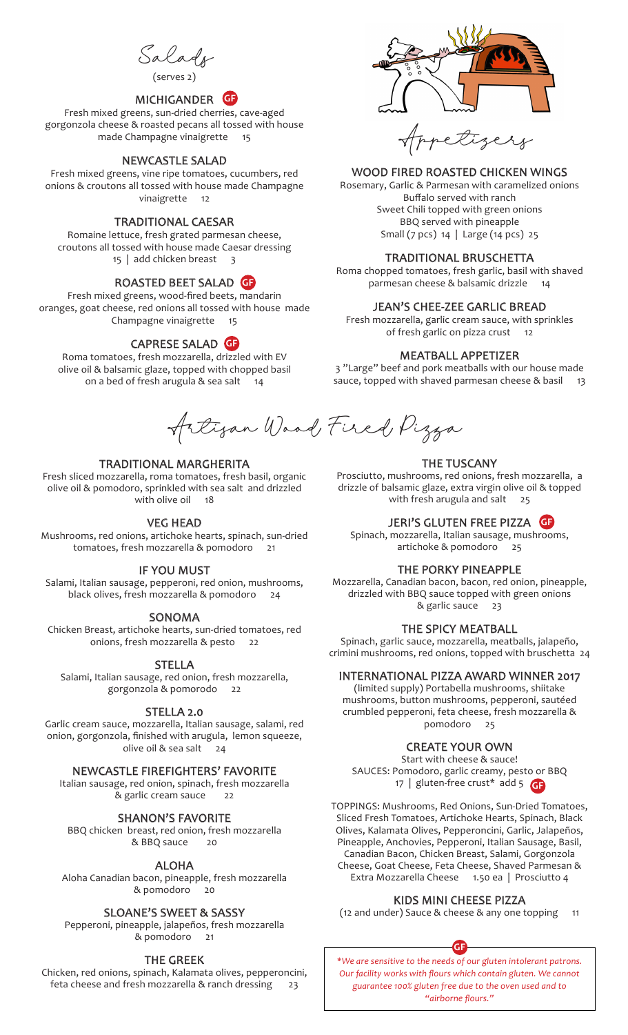# Salads

(serves 2)

### MICHIGANDER GF

Fresh mixed greens, sun-dried cherries, cave-aged gorgonzola cheese & roasted pecans all tossed with house made Champagne vinaigrette 15

### NEWCASTLE SALAD

Fresh mixed greens, vine ripe tomatoes, cucumbers, red onions & croutons all tossed with house made Champagne vinaigrette 12

### TRADITIONAL CAESAR

Romaine lettuce, fresh grated parmesan cheese, croutons all tossed with house made Caesar dressing
15 | add chicken breast 3

### ROASTED BEET SALAD GF

Fresh mixed greens, wood-fired beets, mandarin oranges, goat cheese, red onions all tossed with house made Champagne vinaigrette 15

### CAPRESE SALAD GF

Roma tomatoes, fresh mozzarella, drizzled with EV olive oil & balsamic glaze, topped with chopped basil on a bed of fresh arugula & sea salt 14

# Appetizers

### WOOD FIRED ROASTED CHICKEN WINGS

Rosemary, Garlic & Parmesan with caramelized onions
Buffalo served with ranch
Sweet Chili topped with green onions
BBQ served with pineapple
Small (7 pcs) 14 | Large (14 pcs) 25

### TRADITIONAL BRUSCHETTA

Roma chopped tomatoes, fresh garlic, basil with shaved parmesan cheese & balsamic drizzle 14

### JEAN'S CHEE-ZEE GARLIC BREAD

Fresh mozzarella, garlic cream sauce, with sprinkles of fresh garlic on pizza crust 12

### MEATBALL APPETIZER

3 "Large" beef and pork meatballs with our house made sauce, topped with shaved parmesan cheese & basil 13

# Artisan Wood Fired Pizza

### TRADITIONAL MARGHERITA

Fresh sliced mozzarella, roma tomatoes, fresh basil, organic olive oil & pomodoro, sprinkled with sea salt and drizzled with olive oil 18

### VEG HEAD

Mushrooms, red onions, artichoke hearts, spinach, sun-dried tomatoes, fresh mozzarella & pomodoro 21

### IF YOU MUST

Salami, Italian sausage, pepperoni, red onion, mushrooms, black olives, fresh mozzarella & pomodoro 24

### SONOMA

Chicken Breast, artichoke hearts, sun-dried tomatoes, red onions, fresh mozzarella & pesto 22

### STELLA

Salami, Italian sausage, red onion, fresh mozzarella, gorgonzola & pomorodo 22

### STELLA 2.0

Garlic cream sauce, mozzarella, Italian sausage, salami, red onion, gorgonzola, finished with arugula, lemon squeeze, olive oil & sea salt 24

### NEWCASTLE FIREFIGHTERS' FAVORITE

Italian sausage, red onion, spinach, fresh mozzarella & garlic cream sauce 22

### SHANON'S FAVORITE

BBQ chicken breast, red onion, fresh mozzarella & BBQ sauce 20

### ALOHA

Aloha Canadian bacon, pineapple, fresh mozzarella & pomodoro 20

### SLOANE'S SWEET & SASSY

Pepperoni, pineapple, jalapeños, fresh mozzarella & pomodoro 21

### THE GREEK

Chicken, red onions, spinach, Kalamata olives, pepperoncini, feta cheese and fresh mozzarella & ranch dressing 23

### THE TUSCANY

Prosciutto, mushrooms, red onions, fresh mozzarella, a drizzle of balsamic glaze, extra virgin olive oil & topped with fresh arugula and salt 25

### JERI'S GLUTEN FREE PIZZA GF

Spinach, mozzarella, Italian sausage, mushrooms, artichoke & pomodoro 25

### THE PORKY PINEAPPLE

Mozzarella, Canadian bacon, bacon, red onion, pineapple, drizzled with BBQ sauce topped with green onions & garlic sauce 23

### THE SPICY MEATBALL

Spinach, garlic sauce, mozzarella, meatballs, jalapeño, crimini mushrooms, red onions, topped with bruschetta 24

### INTERNATIONAL PIZZA AWARD WINNER 2017

(limited supply) Portabella mushrooms, shiitake mushrooms, button mushrooms, pepperoni, sautéed crumbled pepperoni, feta cheese, fresh mozzarella & pomodoro 25

### CREATE YOUR OWN

Start with cheese & sauce!
SAUCES: Pomodoro, garlic creamy, pesto or BBQ
17 | gluten-free crust* add 5 GF

TOPPINGS: Mushrooms, Red Onions, Sun-Dried Tomatoes, Sliced Fresh Tomatoes, Artichoke Hearts, Spinach, Black Olives, Kalamata Olives, Pepperoncini, Garlic, Jalapeños, Pineapple, Anchovies, Pepperoni, Italian Sausage, Basil, Canadian Bacon, Chicken Breast, Salami, Gorgonzola Cheese, Goat Cheese, Feta Cheese, Shaved Parmesan & Extra Mozzarella Cheese 1.50 ea | Prosciutto 4

### KIDS MINI CHEESE PIZZA

(12 and under) Sauce & cheese & any one topping 11

GF

*\*We are sensitive to the needs of our gluten intolerant patrons. Our facility works with flours which contain gluten. We cannot guarantee 100% gluten free due to the oven used and to "airborne flours."*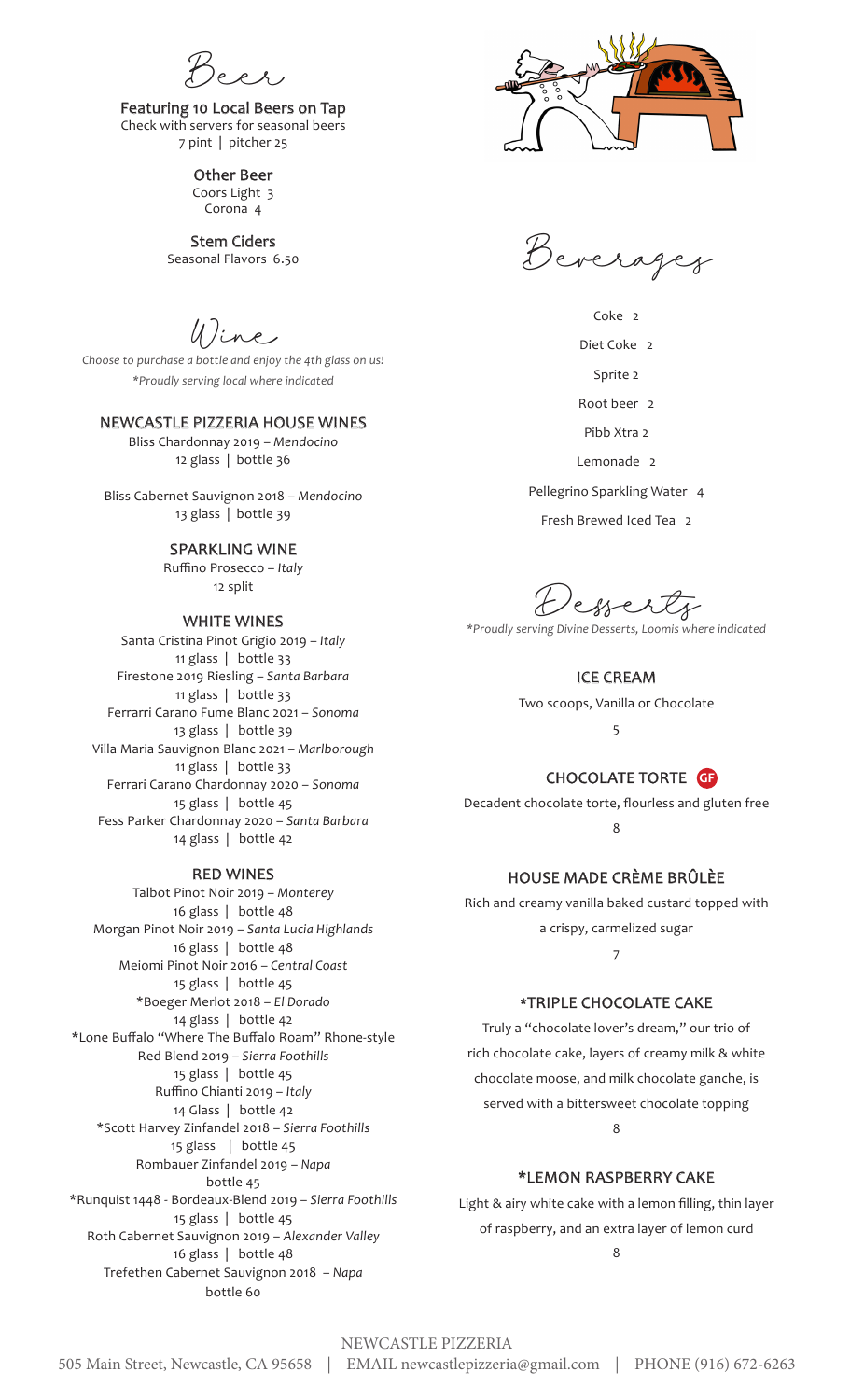# Beer

**Featuring 10 Local Beers on Tap**
Check with servers for seasonal beers
7 pint | pitcher 25

**Other Beer**
Coors Light 3
Corona 4

**Stem Ciders**
Seasonal Flavors 6.50

# Wine

*Choose to purchase a bottle and enjoy the 4th glass on us!*
**Proudly serving local where indicated*

## NEWCASTLE PIZZERIA HOUSE WINES

Bliss Chardonnay 2019 – *Mendocino*
12 glass | bottle 36

Bliss Cabernet Sauvignon 2018 – *Mendocino*
13 glass | bottle 39

## SPARKLING WINE

Ruffino Prosecco – *Italy*
12 split

## WHITE WINES

Santa Cristina Pinot Grigio 2019 – *Italy*
11 glass | bottle 33
Firestone 2019 Riesling – *Santa Barbara*
11 glass | bottle 33
Ferrarri Carano Fume Blanc 2021 – *Sonoma*
13 glass | bottle 39
Villa Maria Sauvignon Blanc 2021 – *Marlborough*
11 glass | bottle 33
Ferrari Carano Chardonnay 2020 – *Sonoma*
15 glass | bottle 45
Fess Parker Chardonnay 2020 – *Santa Barbara*
14 glass | bottle 42

## RED WINES

Talbot Pinot Noir 2019 – *Monterey*
16 glass | bottle 48
Morgan Pinot Noir 2019 – *Santa Lucia Highlands*
16 glass | bottle 48
Meiomi Pinot Noir 2016 – *Central Coast*
15 glass | bottle 45
*Boeger Merlot 2018 – *El Dorado*
14 glass | bottle 42
*Lone Buffalo "Where The Buffalo Roam" Rhone-style Red Blend 2019 – *Sierra Foothills*
15 glass | bottle 45
Ruffino Chianti 2019 – *Italy*
14 Glass | bottle 42
*Scott Harvey Zinfandel 2018 – *Sierra Foothills*
15 glass | bottle 45
Rombauer Zinfandel 2019 – *Napa*
bottle 45
*Runquist 1448 - Bordeaux-Blend 2019 – *Sierra Foothills*
15 glass | bottle 45
Roth Cabernet Sauvignon 2019 – *Alexander Valley*
16 glass | bottle 48
Trefethen Cabernet Sauvignon 2018 – *Napa*
bottle 60

# Beverages

Coke 2
Diet Coke 2
Sprite 2
Root beer 2
Pibb Xtra 2
Lemonade 2
Pellegrino Sparkling Water 4
Fresh Brewed Iced Tea 2

# Desserts

**Proudly serving Divine Desserts, Loomis where indicated*

## ICE CREAM

Two scoops, Vanilla or Chocolate
5

## CHOCOLATE TORTE GF

Decadent chocolate torte, flourless and gluten free
8

## HOUSE MADE CRÈME BRÛLÈE

Rich and creamy vanilla baked custard topped with a crispy, carmelized sugar
7

## *TRIPLE CHOCOLATE CAKE

Truly a "chocolate lover's dream," our trio of rich chocolate cake, layers of creamy milk & white chocolate moose, and milk chocolate ganche, is served with a bittersweet chocolate topping
8

## *LEMON RASPBERRY CAKE

Light & airy white cake with a lemon filling, thin layer of raspberry, and an extra layer of lemon curd
8

NEWCASTLE PIZZERIA
505 Main Street, Newcastle, CA 95658 | EMAIL newcastlepizzeria@gmail.com | PHONE (916) 672-6263